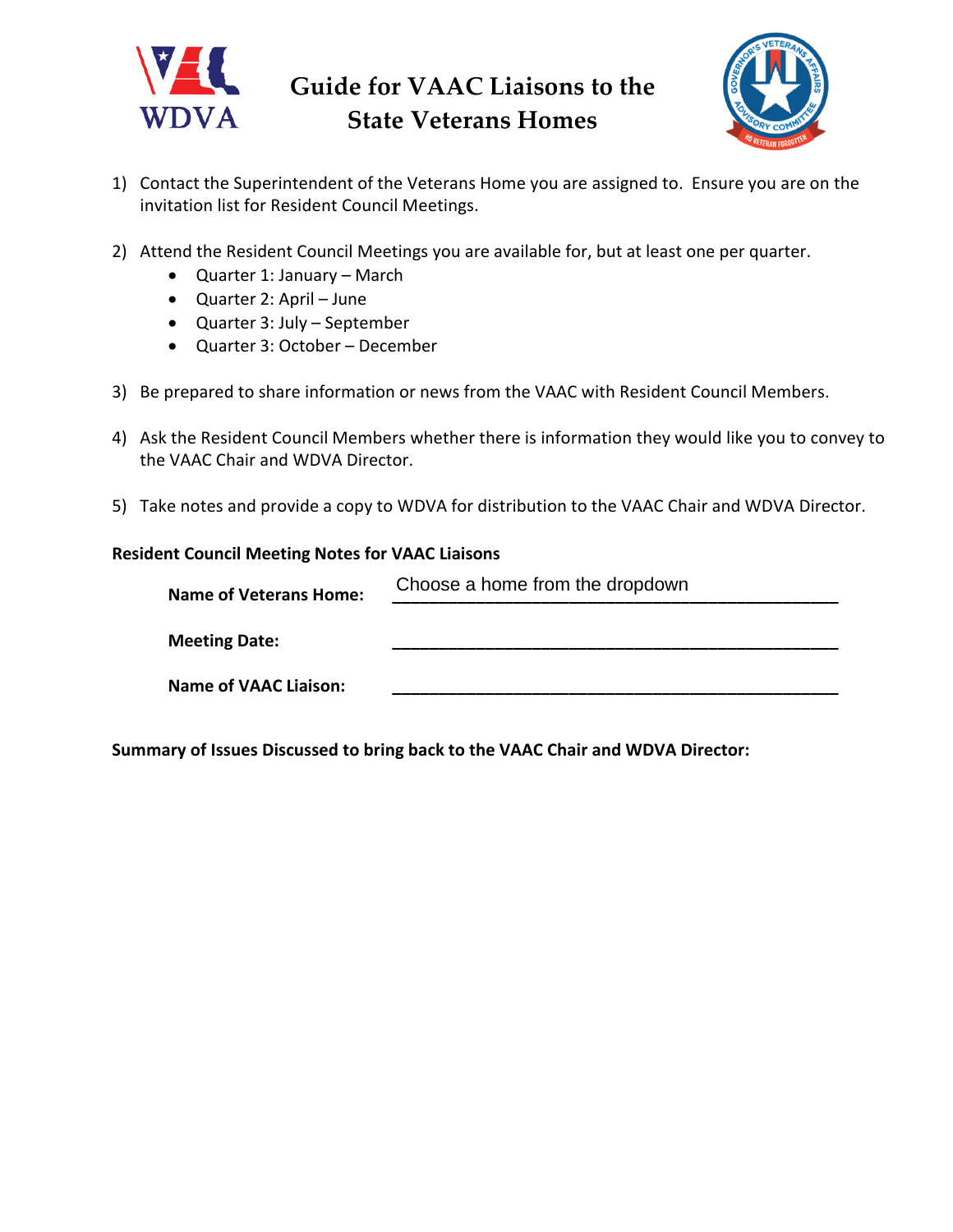# Guide for VAAC Liaisons to the State Veterans Homes

1) Contact the Superintendent of the Veterans Home you are assigned to. Ensure you are on the invitation list for Resident Council Meetings.

2) Attend the Resident Council Meetings you are available for, but at least one per quarter.
   - Quarter 1: January – March
   - Quarter 2: April – June
   - Quarter 3: July – September
   - Quarter 3: October – December

3) Be prepared to share information or news from the VAAC with Resident Council Members.

4) Ask the Resident Council Members whether there is information they would like you to convey to the VAAC Chair and WDVA Director.

5) Take notes and provide a copy to WDVA for distribution to the VAAC Chair and WDVA Director.

**Resident Council Meeting Notes for VAAC Liaisons**

**Name of Veterans Home:** Choose a home from the dropdown

**Meeting Date:** ______________________________

**Name of VAAC Liaison:** ______________________________

**Summary of Issues Discussed to bring back to the VAAC Chair and WDVA Director:**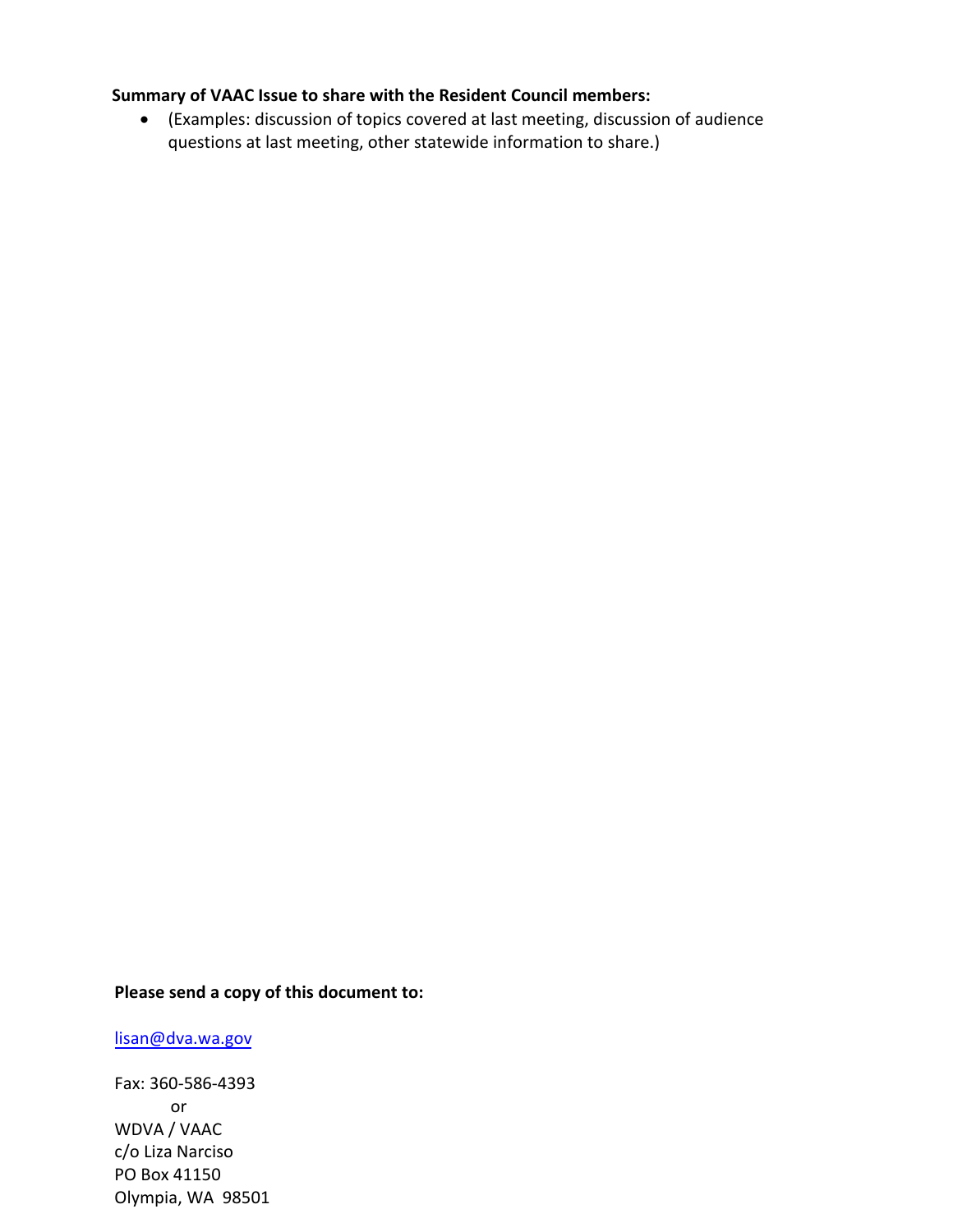**Summary of VAAC Issue to share with the Resident Council members:**

- (Examples: discussion of topics covered at last meeting, discussion of audience questions at last meeting, other statewide information to share.)

**Please send a copy of this document to:**

lisan@dva.wa.gov

Fax: 360-586-4393
or
WDVA / VAAC
c/o Liza Narciso
PO Box 41150
Olympia, WA 98501